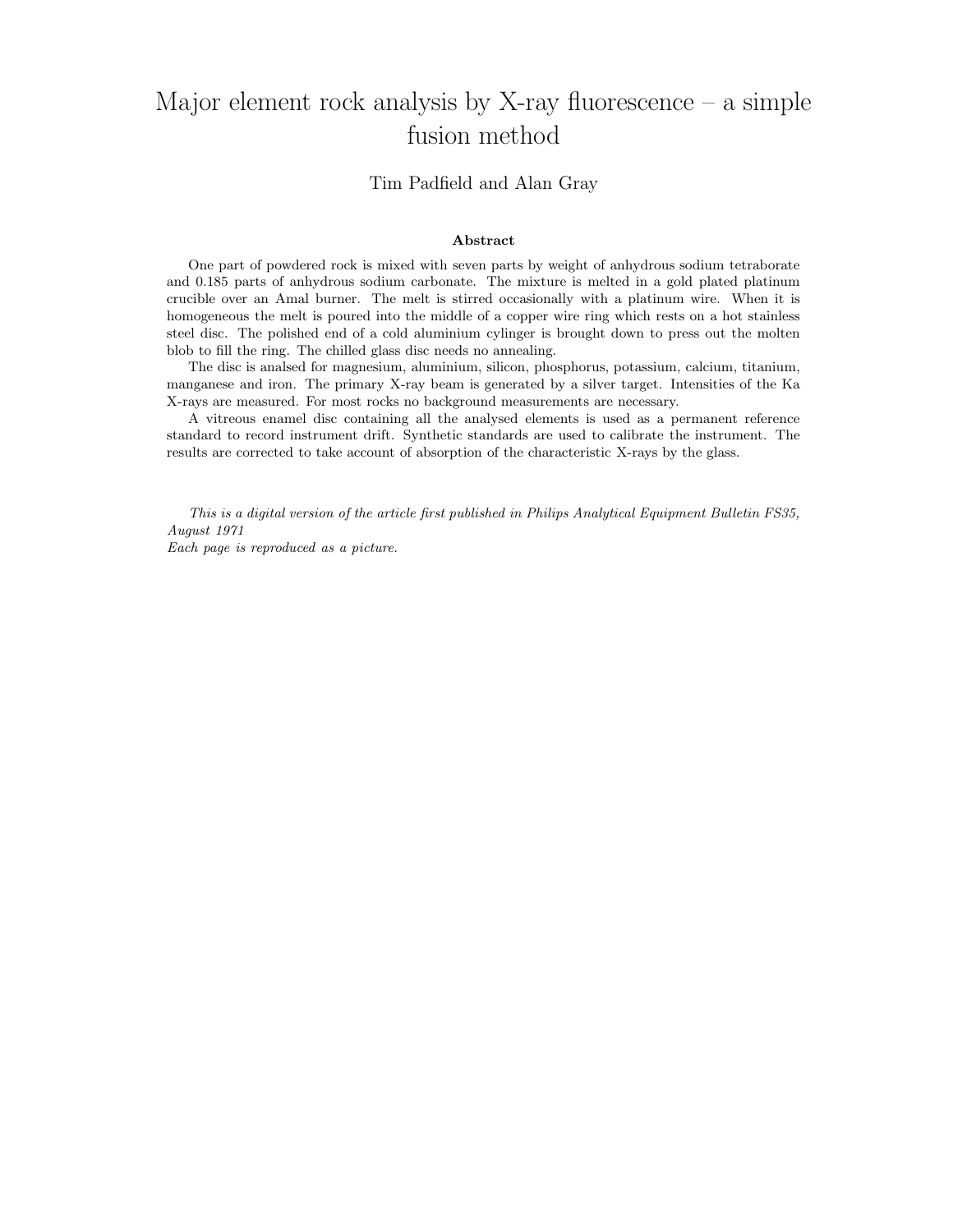# Major element rock analysis by X-ray fluorescence – a simple fusion method

Tim Padfield and Alan Gray

### Abstract

One part of powdered rock is mixed with seven parts by weight of anhydrous sodium tetraborate and 0.185 parts of anhydrous sodium carbonate. The mixture is melted in a gold plated platinum crucible over an Amal burner. The melt is stirred occasionally with a platinum wire. When it is homogeneous the melt is poured into the middle of a copper wire ring which rests on a hot stainless steel disc. The polished end of a cold aluminium cylinger is brought down to press out the molten blob to fill the ring. The chilled glass disc needs no annealing.

The disc is analsed for magnesium, aluminium, silicon, phosphorus, potassium, calcium, titanium, manganese and iron. The primary X-ray beam is generated by a silver target. Intensities of the Ka X-rays are measured. For most rocks no background measurements are necessary.

A vitreous enamel disc containing all the analysed elements is used as a permanent reference standard to record instrument drift. Synthetic standards are used to calibrate the instrument. The results are corrected to take account of absorption of the characteristic X-rays by the glass.

*This is a digital version of the article first published in Philips Analytical Equipment Bulletin FS35, August 1971*
*Each page is reproduced as a picture.*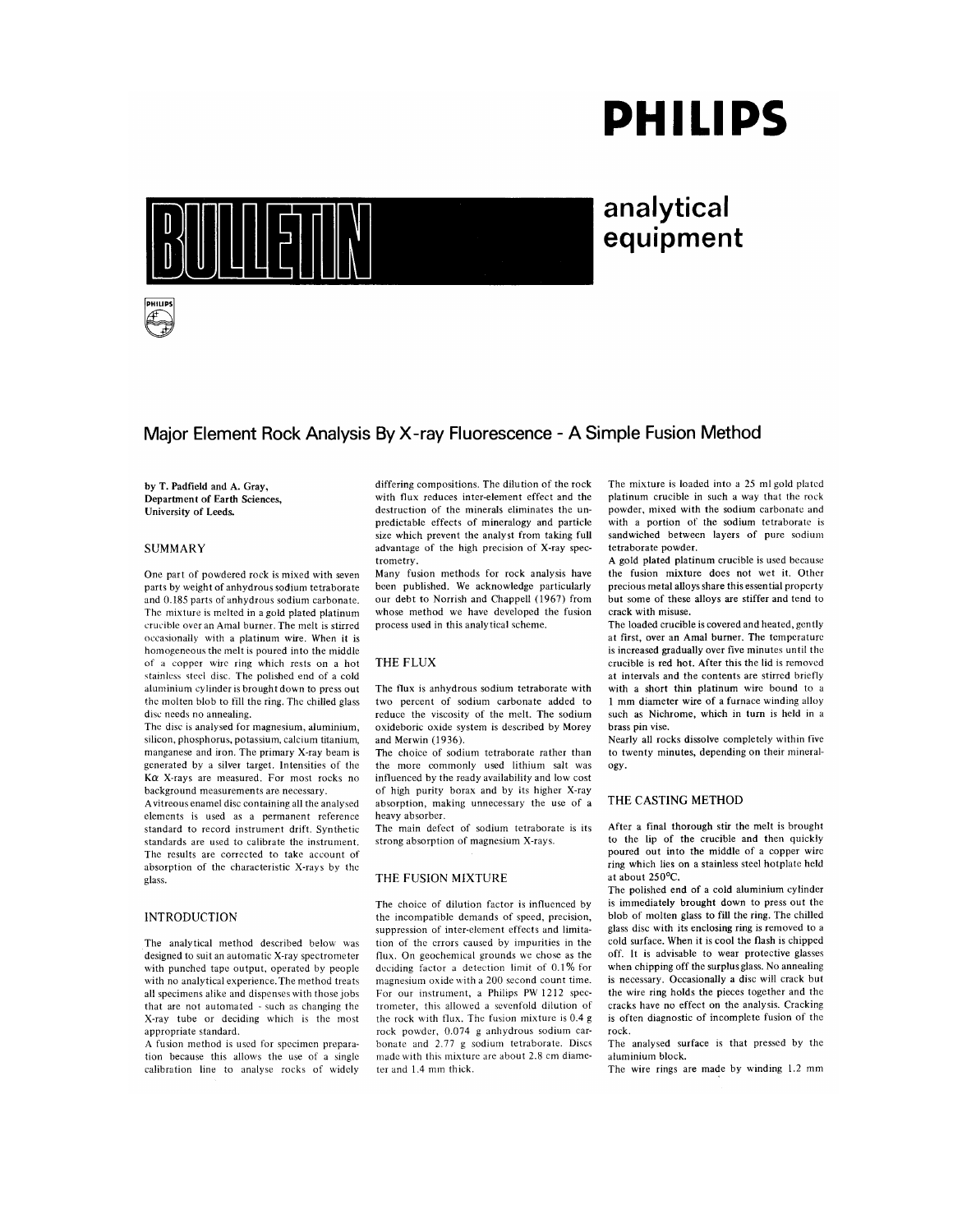# PHILIPS

# BULLETIN

## analytical equipment

## Major Element Rock Analysis By X-ray Fluorescence - A Simple Fusion Method

**by T. Padfield and A. Gray, Department of Earth Sciences, University of Leeds.**

### SUMMARY

One part of powdered rock is mixed with seven parts by weight of anhydrous sodium tetraborate and 0.185 parts of anhydrous sodium carbonate. The mixture is melted in a gold plated platinum crucible over an Amal burner. The melt is stirred occasionally with a platinum wire. When it is homogeneous the melt is poured into the middle of a copper wire ring which rests on a hot stainless steel disc. The polished end of a cold aluminium cylinder is brought down to press out the molten blob to fill the ring. The chilled glass disc needs no annealing.

The disc is analysed for magnesium, aluminium, silicon, phosphorus, potassium, calcium titanium, manganese and iron. The primary X-ray beam is generated by a silver target. Intensities of the Kα X-rays are measured. For most rocks no background measurements are necessary.

A vitreous enamel disc containing all the analysed elements is used as a permanent reference standard to record instrument drift. Synthetic standards are used to calibrate the instrument. The results are corrected to take account of absorption of the characteristic X-rays by the glass.

### INTRODUCTION

The analytical method described below was designed to suit an automatic X-ray spectrometer with punched tape output, operated by people with no analytical experience. The method treats all specimens alike and dispenses with those jobs that are not automated - such as changing the X-ray tube or deciding which is the most appropriate standard.

A fusion method is used for specimen preparation because this allows the use of a single calibration line to analyse rocks of widely differing compositions. The dilution of the rock with flux reduces inter-element effect and the destruction of the minerals eliminates the unpredictable effects of mineralogy and particle size which prevent the analyst from taking full advantage of the high precision of X-ray spectrometry.

Many fusion methods for rock analysis have been published. We acknowledge particularly our debt to Norrish and Chappell (1967) from whose method we have developed the fusion process used in this analytical scheme.

### THE FLUX

The flux is anhydrous sodium tetraborate with two percent of sodium carbonate added to reduce the viscosity of the melt. The sodium oxideboric oxide system is described by Morey and Merwin (1936).

The choice of sodium tetraborate rather than the more commonly used lithium salt was influenced by the ready availability and low cost of high purity borax and by its higher X-ray absorption, making unnecessary the use of a heavy absorber.

The main defect of sodium tetraborate is its strong absorption of magnesium X-rays.

### THE FUSION MIXTURE

The choice of dilution factor is influenced by the incompatible demands of speed, precision, suppression of inter-element effects and limitation of the errors caused by impurities in the flux. On geochemical grounds we chose as the deciding factor a detection limit of 0.1% for magnesium oxide with a 200 second count time. For our instrument, a Philips PW 1212 spectrometer, this allowed a sevenfold dilution of the rock with flux. The fusion mixture is 0.4 g rock powder, 0.074 g anhydrous sodium carbonate and 2.77 g sodium tetraborate. Discs made with this mixture are about 2.8 cm diameter and 1.4 mm thick.

The mixture is loaded into a 25 ml gold plated platinum crucible in such a way that the rock powder, mixed with the sodium carbonate and with a portion of the sodium tetraborate is sandwiched between layers of pure sodium tetraborate powder.

A gold plated platinum crucible is used because the fusion mixture does not wet it. Other precious metal alloys share this essential property but some of these alloys are stiffer and tend to crack with misuse.

The loaded crucible is covered and heated, gently at first, over an Amal burner. The temperature is increased gradually over five minutes until the crucible is red hot. After this the lid is removed at intervals and the contents are stirred briefly with a short thin platinum wire bound to a 1 mm diameter wire of a furnace winding alloy such as Nichrome, which in turn is held in a brass pin vise.

Nearly all rocks dissolve completely within five to twenty minutes, depending on their mineralogy.

### THE CASTING METHOD

After a final thorough stir the melt is brought to the lip of the crucible and then quickly poured out into the middle of a copper wire ring which lies on a stainless steel hotplate held at about 250°C.

The polished end of a cold aluminium cylinder is immediately brought down to press out the blob of molten glass to fill the ring. The chilled glass disc with its enclosing ring is removed to a cold surface. When it is cool the flash is chipped off. It is advisable to wear protective glasses when chipping off the surplus glass. No annealing is necessary. Occasionally a disc will crack but the wire ring holds the pieces together and the cracks have no effect on the analysis. Cracking is often diagnostic of incomplete fusion of the rock.

The analysed surface is that pressed by the aluminium block.

The wire rings are made by winding 1.2 mm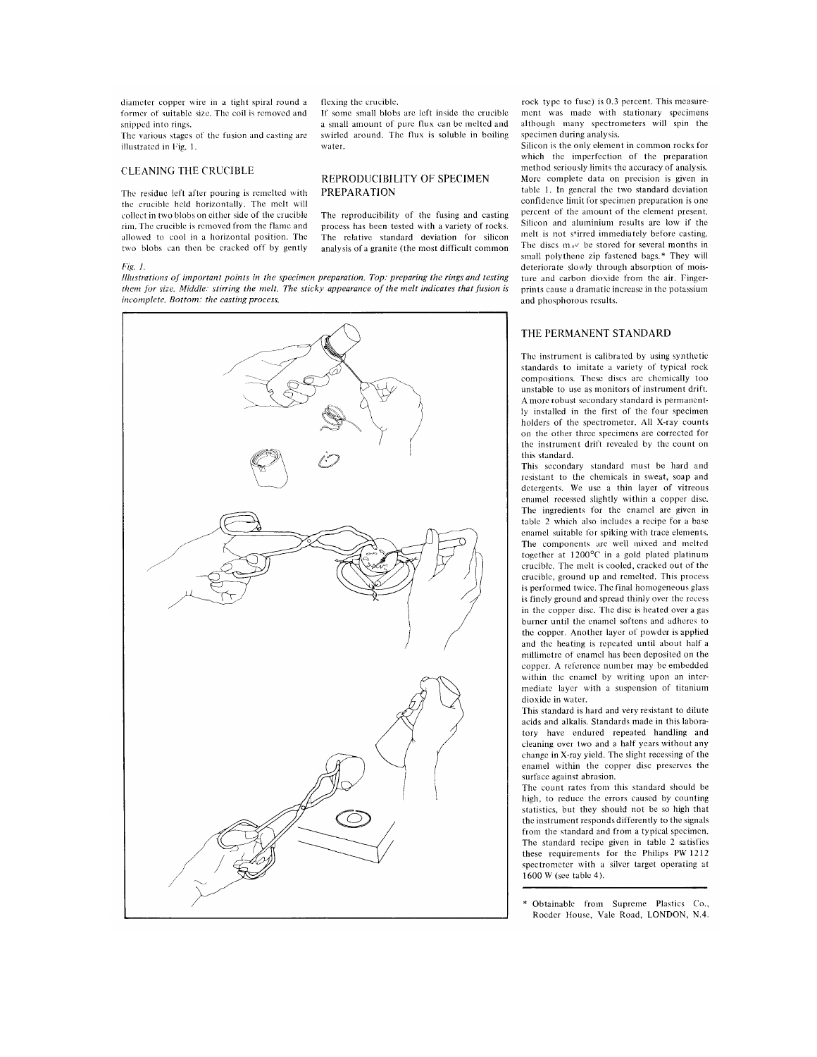diameter copper wire in a tight spiral round a former of suitable size. The coil is removed and snipped into rings.

The various stages of the fusion and casting are illustrated in Fig. 1.

## CLEANING THE CRUCIBLE

The residue left after pouring is remelted with the crucible held horizontally. The melt will collect in two blobs on either side of the crucible rim. The crucible is removed from the flame and allowed to cool in a horizontal position. The two blobs can then be cracked off by gently flexing the crucible.

If some small blobs are left inside the crucible a small amount of pure flux can be melted and swirled around. The flux is soluble in boiling water.

## REPRODUCIBILITY OF SPECIMEN PREPARATION

The reproducibility of the fusing and casting process has been tested with a variety of rocks. The relative standard deviation for silicon analysis of a granite (the most difficult common rock type to fuse) is 0.3 percent. This measurement was made with stationary specimens although many spectrometers will spin the specimen during analysis.

Silicon is the only element in common rocks for which the imperfection of the preparation method seriously limits the accuracy of analysis. More complete data on precision is given in table 1. In general the two standard deviation confidence limit for specimen preparation is one percent of the amount of the element present. Silicon and aluminium results are low if the melt is not stirred immediately before casting. The discs may be stored for several months in small polythene zip fastened bags.* They will deteriorate slowly through absorption of moisture and carbon dioxide from the air. Fingerprints cause a dramatic increase in the potassium and phosphorous results.

*Fig. 1.*

*Illustrations of important points in the specimen preparation. Top: preparing the rings and testing them for size. Middle: stirring the melt. The sticky appearance of the melt indicates that fusion is incomplete. Bottom: the casting process.*

## THE PERMANENT STANDARD

The instrument is calibrated by using synthetic standards to imitate a variety of typical rock compositions. These discs are chemically too unstable to use as monitors of instrument drift. A more robust secondary standard is permanently installed in the first of the four specimen holders of the spectrometer. All X-ray counts on the other three specimens are corrected for the instrument drift revealed by the count on this standard.

This secondary standard must be hard and resistant to the chemicals in sweat, soap and detergents. We use a thin layer of vitreous enamel recessed slightly within a copper disc. The ingredients for the enamel are given in table 2 which also includes a recipe for a base enamel suitable for spiking with trace elements. The components are well mixed and melted together at 1200°C in a gold plated platinum crucible. The melt is cooled, cracked out of the crucible, ground up and remelted. This process is performed twice. The final homogeneous glass is finely ground and spread thinly over the recess in the copper disc. The disc is heated over a gas burner until the enamel softens and adheres to the copper. Another layer of powder is applied and the heating is repeated until about half a millimetre of enamel has been deposited on the copper. A reference number may be embedded within the enamel by writing upon an intermediate layer with a suspension of titanium dioxide in water.

This standard is hard and very resistant to dilute acids and alkalis. Standards made in this laboratory have endured repeated handling and cleaning over two and a half years without any change in X-ray yield. The slight recessing of the enamel within the copper disc preserves the surface against abrasion.

The count rates from this standard should be high, to reduce the errors caused by counting statistics, but they should not be so high that the instrument responds differently to the signals from the standard and from a typical specimen. The standard recipe given in table 2 satisfies these requirements for the Philips PW 1212 spectrometer with a silver target operating at 1600 W (see table 4).

\* Obtainable from Supreme Plastics Co., Roeder House, Vale Road, LONDON, N.4.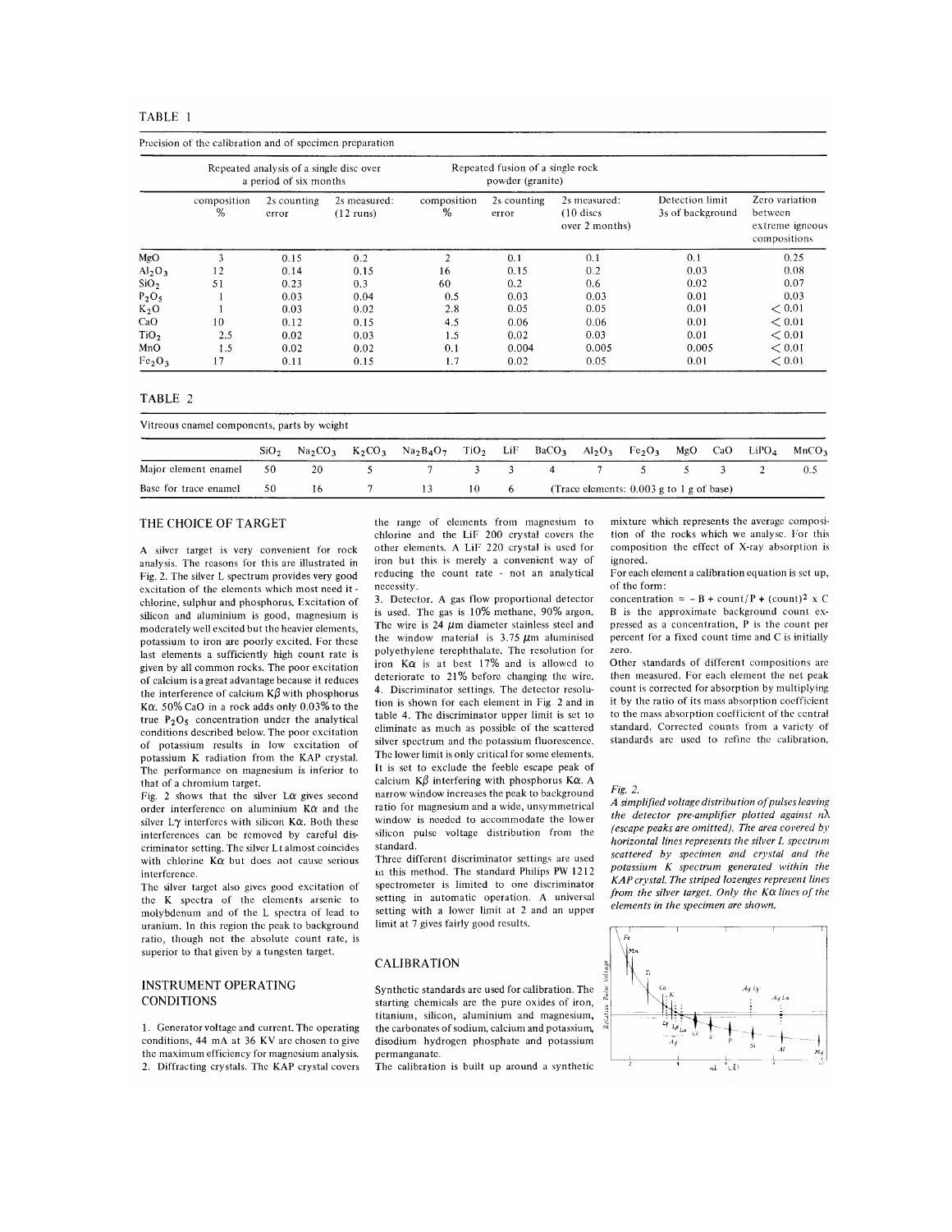TABLE 1

Precision of the calibration and of specimen preparation

| | Repeated analysis of a single disc over a period of six months | | | Repeated fusion of a single rock powder (granite) | | | | |
|---|---|---|---|---|---|---|---|---|
| | composition % | 2s counting error | 2s measured: (12 runs) | composition % | 2s counting error | 2s measured: (10 discs over 2 months) | Detection limit 3s of background | Zero variation between extreme igneous compositions |
| MgO | 3 | 0.15 | 0.2 | 2 | 0.1 | 0.1 | 0.1 | 0.25 |
| $Al_2O_3$ | 12 | 0.14 | 0.15 | 16 | 0.15 | 0.2 | 0.03 | 0.08 |
| $SiO_2$ | 51 | 0.23 | 0.3 | 60 | 0.2 | 0.6 | 0.02 | 0.07 |
| $P_2O_5$ | 1 | 0.03 | 0.04 | 0.5 | 0.03 | 0.03 | 0.01 | 0.03 |
| $K_2O$ | 1 | 0.03 | 0.02 | 2.8 | 0.05 | 0.05 | 0.01 | < 0.01 |
| CaO | 10 | 0.12 | 0.15 | 4.5 | 0.06 | 0.06 | 0.01 | < 0.01 |
| $TiO_2$ | 2.5 | 0.02 | 0.03 | 1.5 | 0.02 | 0.03 | 0.01 | < 0.01 |
| MnO | 1.5 | 0.02 | 0.02 | 0.1 | 0.004 | 0.005 | 0.005 | < 0.01 |
| $Fe_2O_3$ | 17 | 0.11 | 0.15 | 1.7 | 0.02 | 0.05 | 0.01 | < 0.01 |

TABLE 2

Vitreous enamel components, parts by weight

| | $SiO_2$ | $Na_2CO_3$ | $K_2CO_3$ | $Na_2B_4O_7$ | $TiO_2$ | LiF | $BaCO_3$ | $Al_2O_3$ | $Fe_2O_3$ | MgO | CaO | $LiPO_4$ | $MnCO_3$ |
|---|---|---|---|---|---|---|---|---|---|---|---|---|---|
| Major element enamel | 50 | 20 | 5 | 7 | 3 | 3 | 4 | 7 | 5 | 5 | 3 | 2 | 0.5 |
| Base for trace enamel | 50 | 16 | 7 | 13 | 10 | 6 | (Trace elements: 0.003 g to 1 g of base) | | | | | | |

## THE CHOICE OF TARGET

A silver target is very convenient for rock analysis. The reasons for this are illustrated in Fig. 2. The silver L spectrum provides very good excitation of the elements which most need it - chlorine, sulphur and phosphorus. Excitation of silicon and aluminium is good, magnesium is moderately well excited but the heavier elements, potassium to iron are poorly excited. For these last elements a sufficiently high count rate is given by all common rocks. The poor excitation of calcium is a great advantage because it reduces the interference of calcium K$\beta$ with phosphorus K$\alpha$. 50% CaO in a rock adds only 0.03% to the true $P_2O_5$ concentration under the analytical conditions described below. The poor excitation of potassium results in low excitation of potassium K radiation from the KAP crystal. The performance on magnesium is inferior to that of a chromium target.

Fig. 2 shows that the silver L$\alpha$ gives second order interference on aluminium K$\alpha$ and the silver L$\gamma$ interferes with silicon K$\alpha$. Both these interferences can be removed by careful discriminator setting. The silver L$\ell$ almost coincides with chlorine K$\alpha$ but does not cause serious interference.

The silver target also gives good excitation of the K spectra of the elements arsenic to molybdenum and of the L spectra of lead to uranium. In this region the peak to background ratio, though not the absolute count rate, is superior to that given by a tungsten target.

## INSTRUMENT OPERATING CONDITIONS

1. Generator voltage and current. The operating conditions, 44 mA at 36 KV are chosen to give the maximum efficiency for magnesium analysis.
2. Diffracting crystals. The KAP crystal covers the range of elements from magnesium to chlorine and the LiF 200 crystal covers the other elements. A LiF 220 crystal is used for iron but this is merely a convenient way of reducing the count rate - not an analytical necessity.
3. Detector. A gas flow proportional detector is used. The gas is 10% methane, 90% argon. The wire is 24 $\mu$m diameter stainless steel and the window material is 3.75 $\mu$m aluminised polyethylene terephthalate. The resolution for iron K$\alpha$ is at best 17% and is allowed to deteriorate to 21% before changing the wire.
4. Discriminator settings. The detector resolution is shown for each element in Fig 2 and in table 4. The discriminator upper limit is set to eliminate as much as possible of the scattered silver spectrum and the potassium fluorescence. The lower limit is only critical for some elements. It is set to exclude the feeble escape peak of calcium K$\beta$ interfering with phosphorus K$\alpha$. A narrow window increases the peak to background ratio for magnesium and a wide, unsymmetrical window is needed to accommodate the lower silicon pulse voltage distribution from the standard.

Three different discriminator settings are used in this method. The standard Philips PW 1212 spectrometer is limited to one discriminator setting in automatic operation. A universal setting with a lower limit at 2 and an upper limit at 7 gives fairly good results.

## CALIBRATION

Synthetic standards are used for calibration. The starting chemicals are the pure oxides of iron, titanium, silicon, aluminium and magnesium, the carbonates of sodium, calcium and potassium, disodium hydrogen phosphate and potassium permanganate.

The calibration is built up around a synthetic mixture which represents the average composition of the rocks which we analyse. For this composition the effect of X-ray absorption is ignored.

For each element a calibration equation is set up, of the form:

concentration = $-$ B + count/P + (count)$^2$ x C

B is the approximate background count expressed as a concentration, P is the count per percent for a fixed count time and C is initially zero.

Other standards of different compositions are then measured. For each element the net peak count is corrected for absorption by multiplying it by the ratio of its mass absorption coefficient to the mass absorption coefficient of the central standard. Corrected counts from a variety of standards are used to refine the calibration.

*Fig. 2.*

*A simplified voltage distribution of pulses leaving the detector pre-amplifier plotted against $n\lambda$ (escape peaks are omitted). The area covered by horizontal lines represents the silver L spectrum scattered by specimen and crystal and the potassium K spectrum generated within the KAP crystal. The striped lozenges represent lines from the silver target. Only the K$\alpha$ lines of the elements in the specimen are shown.*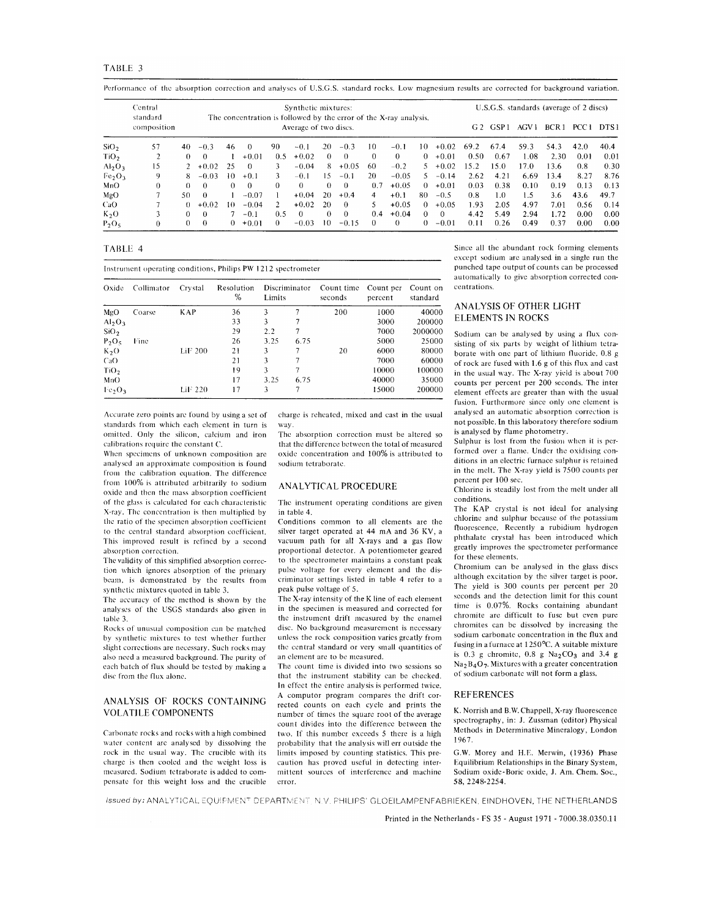TABLE 3

Performance of the absorption correction and analyses of U.S.G.S. standard rocks. Low magnesium results are corrected for background variation.

| | Central standard composition | Synthetic mixtures: The concentration is followed by the error of the X-ray analysis. Average of two discs. | | | | | | | | | | | | U.S.G.S. standards (average of 2 discs) | | | | | |
|---|---|---|---|---|---|---|---|---|---|---|---|---|---|---|---|---|---|---|---|
| | | | | | | | | | | | | | | G 2 | GSP 1 | AGV 1 | BCR 1 | PCC 1 | DTS 1 |
| $SiO_2$ | 57 | 40 | −0.3 | 46 | 0 | 90 | −0.1 | 20 | −0.3 | 10 | −0.1 | 10 | +0.02 | 69.2 | 67.4 | 59.3 | 54.3 | 42.0 | 40.4 |
| $TiO_2$ | 2 | 0 | 0 | 1 | +0.01 | 0.5 | +0.02 | 0 | 0 | 0 | 0 | 0 | +0.01 | 0.50 | 0.67 | 1.08 | 2.30 | 0.01 | 0.01 |
| $Al_2O_3$ | 15 | 2 | +0.02 | 25 | 0 | 3 | −0.04 | 8 | +0.05 | 60 | −0.2 | 5 | +0.02 | 15.2 | 15.0 | 17.0 | 13.6 | 0.8 | 0.30 |
| $Fe_2O_3$ | 9 | 8 | −0.03 | 10 | +0.1 | 3 | −0.1 | 15 | −0.1 | 20 | −0.05 | 5 | −0.14 | 2.62 | 4.21 | 6.69 | 13.4 | 8.27 | 8.76 |
| MnO | 0 | 0 | 0 | 0 | 0 | 0 | 0 | 0 | 0 | 0.7 | +0.05 | 0 | +0.01 | 0.03 | 0.38 | 0.10 | 0.19 | 0.13 | 0.13 |
| MgO | 7 | 50 | 0 | 1 | −0.07 | 1 | +0.04 | 20 | +0.4 | 4 | +0.1 | 80 | −0.5 | 0.8 | 1.0 | 1.5 | 3.6 | 43.6 | 49.7 |
| CaO | 7 | 0 | +0.02 | 10 | −0.04 | 2 | +0.02 | 20 | 0 | 5 | +0.05 | 0 | +0.05 | 1.93 | 2.05 | 4.97 | 7.01 | 0.56 | 0.14 |
| $K_2O$ | 3 | 0 | 0 | 7 | −0.1 | 0.5 | 0 | 0 | 0 | 0.4 | +0.04 | 0 | 0 | 4.42 | 5.49 | 2.94 | 1.72 | 0.00 | 0.00 |
| $P_2O_5$ | 0 | 0 | 0 | 0 | +0.01 | 0 | −0.03 | 10 | −0.15 | 0 | 0 | 0 | −0.01 | 0.11 | 0.26 | 0.49 | 0.37 | 0.00 | 0.00 |

TABLE 4

Instrument operating conditions, Philips PW 1212 spectrometer

| Oxide | Collimator | Crystal | Resolution % | Discriminator Limits | | Count time seconds | Count per percent | Count on standard |
|---|---|---|---|---|---|---|---|---|
| MgO | Coarse | KAP | 36 | 3 | 7 | 200 | 1000 | 40000 |
| $Al_2O_3$ | | | 33 | 3 | 7 | | 3000 | 200000 |
| $SiO_2$ | | | 29 | 2.2 | 7 | | 7000 | 2000000 |
| $P_2O_5$ | Fine | | 26 | 3.25 | 6.75 | | 5000 | 25000 |
| $K_2O$ | | LiF 200 | 21 | 3 | 7 | 20 | 6000 | 80000 |
| CaO | | | 21 | 3 | 7 | | 7000 | 60000 |
| $TiO_2$ | | | 19 | 3 | 7 | | 10000 | 100000 |
| MnO | | | 17 | 3.25 | 6.75 | | 40000 | 35000 |
| $Fe_2O_3$ | | LiF 220 | 17 | 3 | 7 | | 15000 | 200000 |

Accurate zero points are found by using a set of standards from which each element in turn is omitted. Only the silicon, calcium and iron calibrations require the constant C.

When specimens of unknown composition are analysed an approximate composition is found from the calibration equation. The difference from 100% is attributed arbitrarily to sodium oxide and then the mass absorption coefficient of the glass is calculated for each characteristic X-ray. The concentration is then multiplied by the ratio of the specimen absorption coefficient to the central standard absorption coefficient. This improved result is refined by a second absorption correction.

The validity of this simplified absorption correction which ignores absorption of the primary beam, is demonstrated by the results from synthetic mixtures quoted in table 3.

The accuracy of the method is shown by the analyses of the USGS standards also given in table 3.

Rocks of unusual composition can be matched by synthetic mixtures to test whether further slight corrections are necessary. Such rocks may also need a measured background. The purity of each batch of flux should be tested by making a disc from the flux alone.

## ANALYSIS OF ROCKS CONTAINING VOLATILE COMPONENTS

Carbonate rocks and rocks with a high combined water content are analysed by dissolving the rock in the usual way. The crucible with its charge is then cooled and the weight loss is measured. Sodium tetraborate is added to compensate for this weight loss and the crucible charge is reheated, mixed and cast in the usual way.

The absorption correction must be altered so that the difference between the total of measured oxide concentration and 100% is attributed to sodium tetraborate.

## ANALYTICAL PROCEDURE

The instrument operating conditions are given in table 4.

Conditions common to all elements are the silver target operated at 44 mA and 36 KV, a vacuum path for all X-rays and a gas flow proportional detector. A potentiometer geared to the spectrometer maintains a constant peak pulse voltage for every element and the discriminator settings listed in table 4 refer to a peak pulse voltage of 5.

The X-ray intensity of the K line of each element in the specimen is measured and corrected for the instrument drift measured by the enamel disc. No background measurement is necessary unless the rock composition varies greatly from the central standard or very small quantities of an element are to be measured.

The count time is divided into two sessions so that the instrument stability can be checked. In effect the entire analysis is performed twice. A computor program compares the drift corrected counts on each cycle and prints the number of times the square root of the average count divides into the difference between the two. If this number exceeds 5 there is a high probability that the analysis will err outside the limits imposed by counting statistics. This precaution has proved useful in detecting intermittent sources of interference and machine error.

Since all the abundant rock forming elements except sodium are analysed in a single run the punched tape output of counts can be processed automatically to give absorption corrected concentrations.

## ANALYSIS OF OTHER LIGHT ELEMENTS IN ROCKS

Sodium can be analysed by using a flux consisting of six parts by weight of lithium tetraborate with one part of lithium fluoride. 0.8 g of rock are fused with 1.6 g of this flux and cast in the usual way. The X-ray yield is about 700 counts per percent per 200 seconds. The inter element effects are greater than with the usual fusion. Furthermore since only one element is analysed an automatic absorption correction is not possible. In this laboratory therefore sodium is analysed by flame photometry.

Sulphur is lost from the fusion when it is performed over a flame. Under the oxidising conditions in an electric furnace sulphur is retained in the melt. The X-ray yield is 7500 counts per percent per 100 sec.

Chlorine is steadily lost from the melt under all conditions.

The KAP crystal is not ideal for analysing chlorine and sulphur because of the potassium fluorescence. Recently a rubidium hydrogen phthalate crystal has been introduced which greatly improves the spectrometer performance for these elements.

Chromium can be analysed in the glass discs although excitation by the silver target is poor. The yield is 300 counts per percent per 20 seconds and the detection limit for this count time is 0.07%. Rocks containing abundant chromite are difficult to fuse but even pure chromites can be dissolved by increasing the sodium carbonate concentration in the flux and fusing in a furnace at 1250°C. A suitable mixture is 0.3 g chromite, 0.8 g $Na_2CO_3$ and 3.4 g $Na_2B_4O_7$. Mixtures with a greater concentration of sodium carbonate will not form a glass.

## REFERENCES

K. Norrish and B.W. Chappell, X-ray fluorescence spectrography, in: J. Zussman (editor) Physical Methods in Determinative Mineralogy, London 1967.

G.W. Morey and H.E. Merwin, (1936) Phase Equilibrium Relationships in the Binary System, Sodium oxide-Boric oxide, J. Am. Chem. Soc., 58, 2248-2254.

*Issued by:* ANALYTICAL EQUIPMENT DEPARTMENT N.V. PHILIPS' GLOEILAMPENFABRIEKEN, EINDHOVEN, THE NETHERLANDS

Printed in the Netherlands - FS 35 - August 1971 - 7000.38.0350.11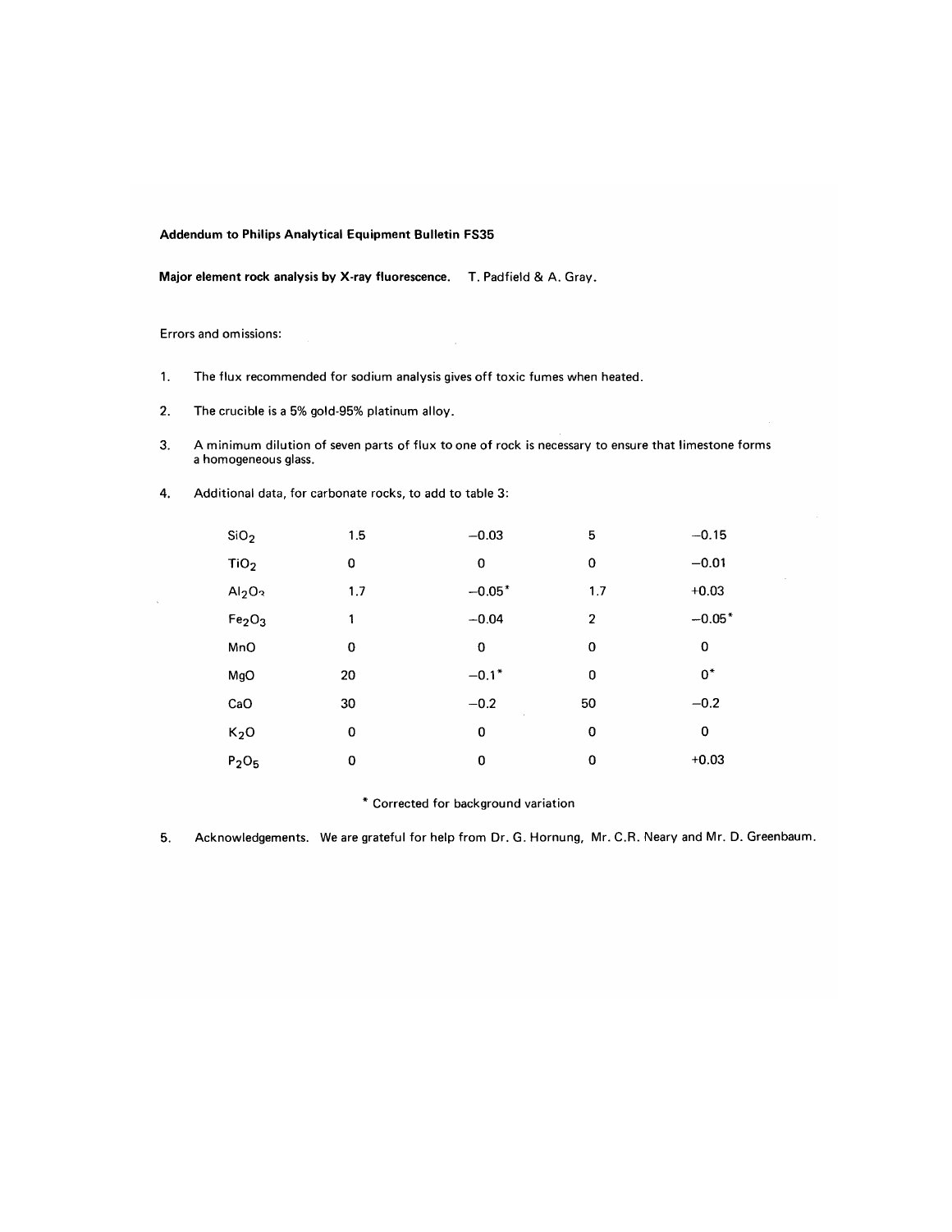**Addendum to Philips Analytical Equipment Bulletin FS35**

**Major element rock analysis by X-ray fluorescence.** T. Padfield & A. Gray.

Errors and omissions:

1. The flux recommended for sodium analysis gives off toxic fumes when heated.
2. The crucible is a 5% gold-95% platinum alloy.
3. A minimum dilution of seven parts of flux to one of rock is necessary to ensure that limestone forms a homogeneous glass.
4. Additional data, for carbonate rocks, to add to table 3:

| | | | | |
|---|---|---|---|---|
| $SiO_2$ | 1.5 | −0.03 | 5 | −0.15 |
| $TiO_2$ | 0 | 0 | 0 | −0.01 |
| $Al_2O_3$ | 1.7 | −0.05* | 1.7 | +0.03 |
| $Fe_2O_3$ | 1 | −0.04 | 2 | −0.05* |
| MnO | 0 | 0 | 0 | 0 |
| MgO | 20 | −0.1* | 0 | 0* |
| CaO | 30 | −0.2 | 50 | −0.2 |
| $K_2O$ | 0 | 0 | 0 | 0 |
| $P_2O_5$ | 0 | 0 | 0 | +0.03 |

\* Corrected for background variation

5. Acknowledgements. We are grateful for help from Dr. G. Hornung, Mr. C.R. Neary and Mr. D. Greenbaum.